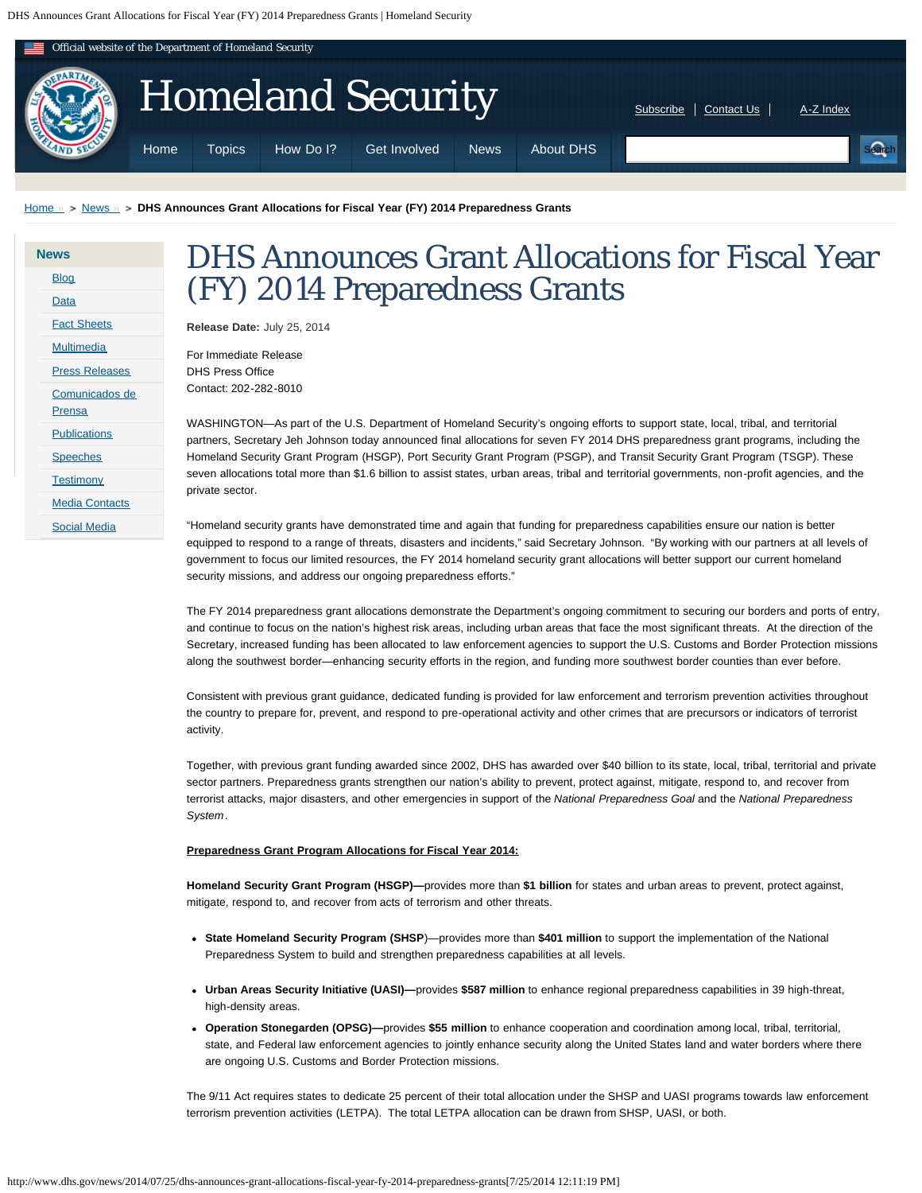# DHS Announces Grant Allocations for Fiscal Year (FY) 2014 Preparedness Grants

**Release Date:** July 25, 2014

For Immediate Release
DHS Press Office
Contact: 202-282-8010

WASHINGTON—As part of the U.S. Department of Homeland Security's ongoing efforts to support state, local, tribal, and territorial partners, Secretary Jeh Johnson today announced final allocations for seven FY 2014 DHS preparedness grant programs, including the Homeland Security Grant Program (HSGP), Port Security Grant Program (PSGP), and Transit Security Grant Program (TSGP). These seven allocations total more than $1.6 billion to assist states, urban areas, tribal and territorial governments, non-profit agencies, and the private sector.

"Homeland security grants have demonstrated time and again that funding for preparedness capabilities ensure our nation is better equipped to respond to a range of threats, disasters and incidents," said Secretary Johnson. "By working with our partners at all levels of government to focus our limited resources, the FY 2014 homeland security grant allocations will better support our current homeland security missions, and address our ongoing preparedness efforts."

The FY 2014 preparedness grant allocations demonstrate the Department's ongoing commitment to securing our borders and ports of entry, and continue to focus on the nation's highest risk areas, including urban areas that face the most significant threats. At the direction of the Secretary, increased funding has been allocated to law enforcement agencies to support the U.S. Customs and Border Protection missions along the southwest border—enhancing security efforts in the region, and funding more southwest border counties than ever before.

Consistent with previous grant guidance, dedicated funding is provided for law enforcement and terrorism prevention activities throughout the country to prepare for, prevent, and respond to pre-operational activity and other crimes that are precursors or indicators of terrorist activity.

Together, with previous grant funding awarded since 2002, DHS has awarded over $40 billion to its state, local, tribal, territorial and private sector partners. Preparedness grants strengthen our nation's ability to prevent, protect against, mitigate, respond to, and recover from terrorist attacks, major disasters, and other emergencies in support of the *National Preparedness Goal* and the *National Preparedness System*.

**Preparedness Grant Program Allocations for Fiscal Year 2014:**

**Homeland Security Grant Program (HSGP)—**provides more than **$1 billion** for states and urban areas to prevent, protect against, mitigate, respond to, and recover from acts of terrorism and other threats.

- **State Homeland Security Program (SHSP)**—provides more than **$401 million** to support the implementation of the National Preparedness System to build and strengthen preparedness capabilities at all levels.
- **Urban Areas Security Initiative (UASI)—**provides **$587 million** to enhance regional preparedness capabilities in 39 high-threat, high-density areas.
- **Operation Stonegarden (OPSG)—**provides **$55 million** to enhance cooperation and coordination among local, tribal, territorial, state, and Federal law enforcement agencies to jointly enhance security along the United States land and water borders where there are ongoing U.S. Customs and Border Protection missions.

The 9/11 Act requires states to dedicate 25 percent of their total allocation under the SHSP and UASI programs towards law enforcement terrorism prevention activities (LETPA). The total LETPA allocation can be drawn from SHSP, UASI, or both.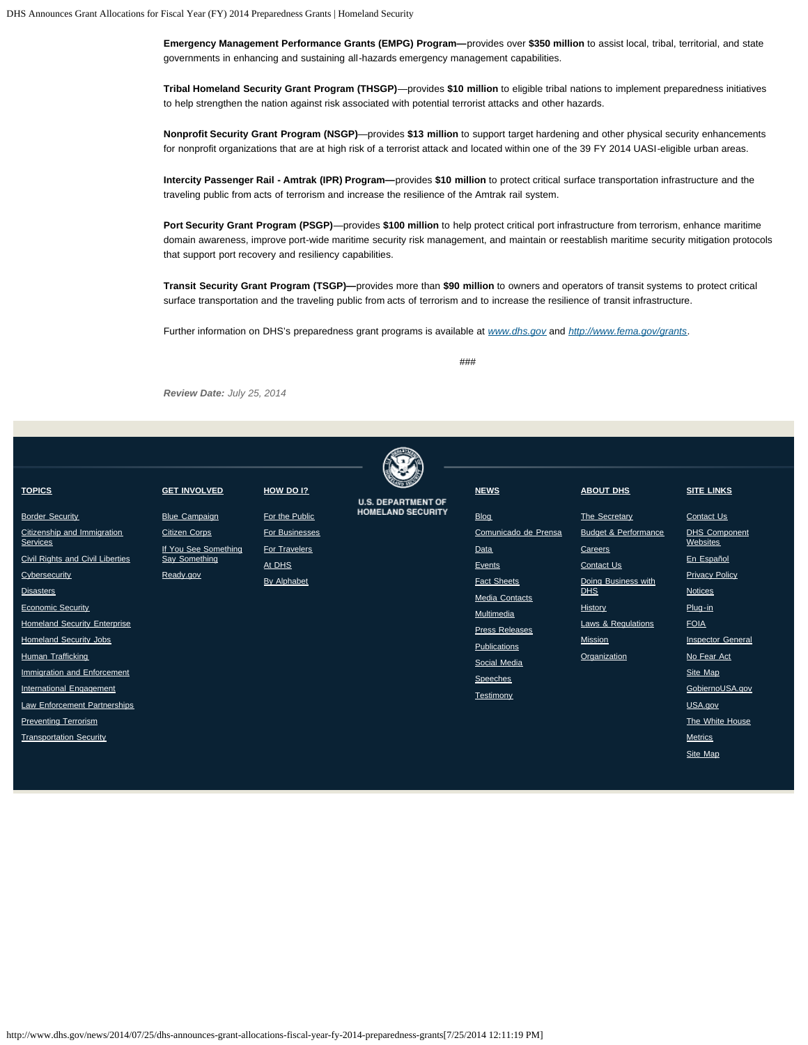**Emergency Management Performance Grants (EMPG) Program—**provides over **$350 million** to assist local, tribal, territorial, and state governments in enhancing and sustaining all-hazards emergency management capabilities.

**Tribal Homeland Security Grant Program (THSGP)**—provides **$10 million** to eligible tribal nations to implement preparedness initiatives to help strengthen the nation against risk associated with potential terrorist attacks and other hazards.

**Nonprofit Security Grant Program (NSGP)**—provides **$13 million** to support target hardening and other physical security enhancements for nonprofit organizations that are at high risk of a terrorist attack and located within one of the 39 FY 2014 UASI-eligible urban areas.

**Intercity Passenger Rail - Amtrak (IPR) Program—**provides **$10 million** to protect critical surface transportation infrastructure and the traveling public from acts of terrorism and increase the resilience of the Amtrak rail system.

**Port Security Grant Program (PSGP)**—provides **$100 million** to help protect critical port infrastructure from terrorism, enhance maritime domain awareness, improve port-wide maritime security risk management, and maintain or reestablish maritime security mitigation protocols that support port recovery and resiliency capabilities.

**Transit Security Grant Program (TSGP)—**provides more than **$90 million** to owners and operators of transit systems to protect critical surface transportation and the traveling public from acts of terrorism and to increase the resilience of transit infrastructure.

Further information on DHS's preparedness grant programs is available at *www.dhs.gov* and *http://www.fema.gov/grants*.

###

***Review Date:*** *July 25, 2014*

U.S. DEPARTMENT OF HOMELAND SECURITY

**TOPICS**

- Border Security
- Citizenship and Immigration Services
- Civil Rights and Civil Liberties
- Cybersecurity
- Disasters
- Economic Security
- Homeland Security Enterprise
- Homeland Security Jobs
- Human Trafficking
- Immigration and Enforcement
- International Engagement
- Law Enforcement Partnerships
- Preventing Terrorism
- Transportation Security

**GET INVOLVED**

- Blue Campaign
- Citizen Corps
- If You See Something Say Something
- Ready.gov

**HOW DO I?**

- For the Public
- For Businesses
- For Travelers
- At DHS
- By Alphabet

**NEWS**

- Blog
- Comunicado de Prensa
- Data
- Events
- Fact Sheets
- Media Contacts
- Multimedia
- Press Releases
- Publications
- Social Media
- Speeches
- Testimony

**ABOUT DHS**

- The Secretary
- Budget & Performance
- Careers
- Contact Us
- Doing Business with DHS
- History
- Laws & Regulations
- Mission
- Organization

**SITE LINKS**

- Contact Us
- DHS Component Websites
- En Español
- Privacy Policy
- Notices
- Plug-in
- FOIA
- Inspector General
- No Fear Act
- Site Map
- GobiernoUSA.gov
- USA.gov
- The White House
- Metrics
- Site Map